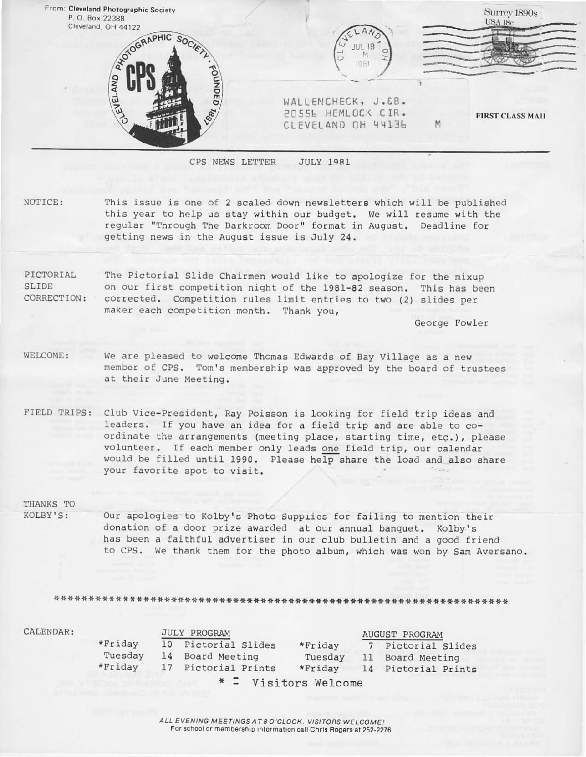From: **Cleveland Photographic Society**
P. O. Box 22388
Cleveland, OH 44122

CLEVELAND PHOTOGRAPHIC SOCIETY · FOUNDED 1887

CPS

Surrey 1890s USA 18c

CLEVELAND JUL 18 1981

WALLENCHECK, J.&B.
20556 HEMLOCK CIR.
CLEVELAND OH 44136 M

**FIRST CLASS MAIL**

CPS NEWS LETTER JULY 1981

NOTICE: This issue is one of 2 scaled down newsletters which will be published this year to help us stay within our budget. We will resume with the regular "Through The Darkroom Door" format in August. Deadline for getting news in the August issue is July 24.

PICTORIAL SLIDE CORRECTION: The Pictorial Slide Chairmen would like to apologize for the mixup on our first competition night of the 1981-82 season. This has been corrected. Competition rules limit entries to two (2) slides per maker each competition month. Thank you,

George Fowler

WELCOME: We are pleased to welcome Thomas Edwards of Bay Village as a new member of CPS. Tom's membership was approved by the board of trustees at their June Meeting.

FIELD TRIPS: Club Vice-President, Ray Poisson is looking for field trip ideas and leaders. If you have an idea for a field trip and are able to co-ordinate the arrangements (meeting place, starting time, etc.), please volunteer. If each member only leads one field trip, our calendar would be filled until 1990. Please help share the load and also share your favorite spot to visit.

THANKS TO KOLBY'S: Our apologies to Kolby's Photo Supplies for failing to mention their donation of a door prize awarded at our annual banquet. Kolby's has been a faithful advertiser in our club bulletin and a good friend to CPS. We thank them for the photo album, which was won by Sam Aversano.

*************************************************************************

CALENDAR:

| JULY PROGRAM | | | AUGUST PROGRAM | | |
|---|---|---|---|---|---|
| *Friday | 10 | Pictorial Slides | *Friday | 7 | Pictorial Slides |
| Tuesday | 14 | Board Meeting | Tuesday | 11 | Board Meeting |
| *Friday | 17 | Pictorial Prints | *Friday | 14 | Pictorial Prints |

* = Visitors Welcome

*ALL EVENING MEETINGS AT 8 O'CLOCK. VISITORS WELCOME!*
For school or membership information call Chris Rogers at 252-2276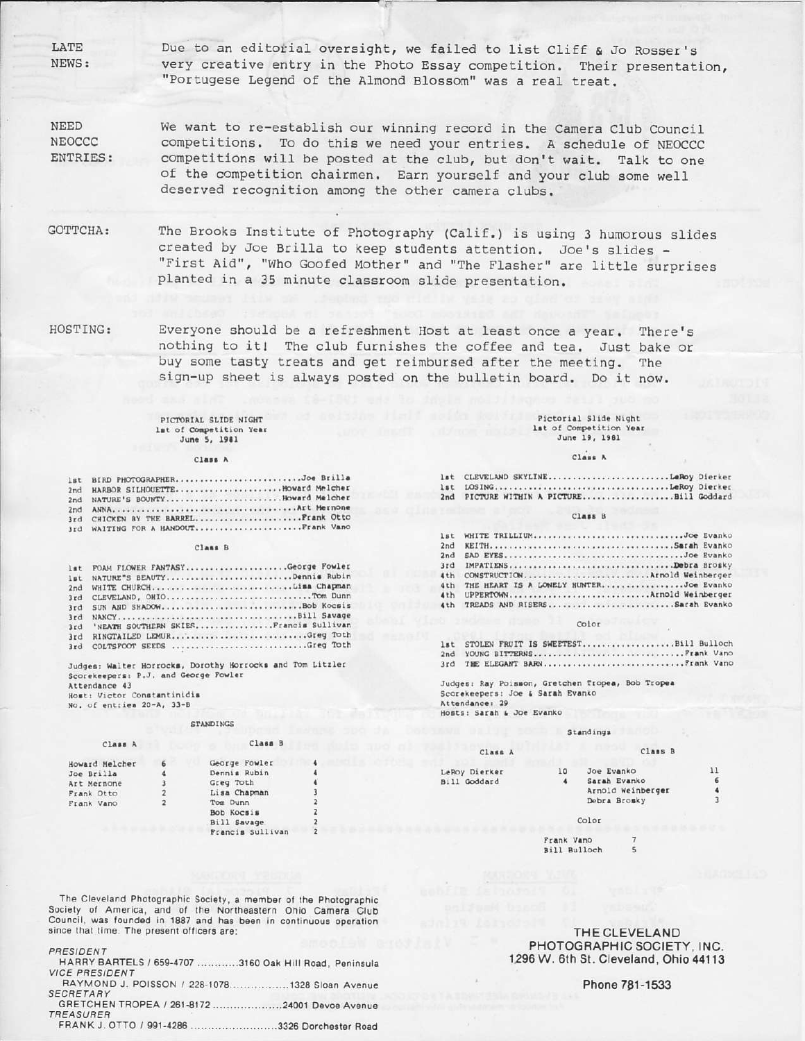**LATE NEWS:** Due to an editorial oversight, we failed to list Cliff & Jo Rosser's very creative entry in the Photo Essay competition. Their presentation, "Portugese Legend of the Almond Blossom" was a real treat.

**NEED NEOCCC ENTRIES:** We want to re-establish our winning record in the Camera Club Council competitions. To do this we need your entries. A schedule of NEOCCC competitions will be posted at the club, but don't wait. Talk to one of the competition chairmen. Earn yourself and your club some well deserved recognition among the other camera clubs.

**GOTTCHA:** The Brooks Institute of Photography (Calif.) is using 3 humorous slides created by Joe Brilla to keep students attention. Joe's slides - "First Aid", "Who Goofed Mother" and "The Flasher" are little surprises planted in a 35 minute classroom slide presentation.

**HOSTING:** Everyone should be a refreshment Host at least once a year. There's nothing to it! The club furnishes the coffee and tea. Just bake or buy some tasty treats and get reimbursed after the meeting. The sign-up sheet is always posted on the bulletin board. Do it now.

## PICTORIAL SLIDE NIGHT
1st of Competition Year
June 5, 1981

### Class A

| | | |
|---|---|---|
| 1st | BIRD PHOTOGRAPHER | Joe Brilla |
| 2nd | HARBOR SILHOUETTE | Howard Melcher |
| 2nd | NATURE'S BOUNTY | Howard Melcher |
| 2nd | ANNA | Art Mernone |
| 3rd | CHICKEN BY THE BARREL | Frank Otto |
| 3rd | WAITING FOR A HANDOUT | Frank Vano |

### Class B

| | | |
|---|---|---|
| 1st | FOAM FLOWER FANTASY | George Fowler |
| 1st | NATURE"S BEAUTY | Dennis Rubin |
| 2nd | WHITE CHURCH | Lisa Chapman |
| 3rd | CLEVELAND, OHIO | Tom Dunn |
| 3rd | SUN AND SHADOW | Bob Kocsis |
| 3rd | NANCY | Bill Savage |
| 3rd | 'NEATH SOUTHERN SKIES | Francis Sullivan |
| 3rd | RINGTAILED LEMUR | Greg Toth |
| 3rd | COLTSFOOT SEEDS | Greg Toth |

Judges: Walter Horrocks, Dorothy Horrocks and Tom Litzler
Scorekeepers: P.J. and George Fowler
Attendance 43
Host: Victor Constantinidis
No. of entries 20-A, 33-B

### STANDINGS

| Class A | | Class B | |
|---|---|---|---|
| Howard Melcher | 6 | George Fowler | 4 |
| Joe Brilla | 4 | Dennis Rubin | 4 |
| Art Mernone | 3 | Greg Toth | 4 |
| Frank Otto | 2 | Lisa Chapman | 3 |
| Frank Vano | 2 | Tom Dunn | 2 |
| | | Bob Kocsis | 2 |
| | | Bill Savage | 2 |
| | | Francis Sullivan | 2 |

## Pictorial Slide Night
1st of Competition Year
June 19, 1981

### Class A

| | | |
|---|---|---|
| 1st | CLEVELAND SKYLINE | LeRoy Dierker |
| 1st | LOSING | LeRoy Dierker |
| 2nd | PICTURE WITHIN A PICTURE | Bill Goddard |

### Class B

| | | |
|---|---|---|
| 1st | WHITE TRILLIUM | Joe Evanko |
| 2nd | KEITH | Sarah Evanko |
| 2nd | SAD EYES | Joe Evanko |
| 3rd | IMPATIENS | Debra Brosky |
| 4th | CONSTRUCTION | Arnold Weinberger |
| 4th | THE HEART IS A LONELY HUNTER | Joe Evanko |
| 4th | UPPERTOWN | Arnold Weinberger |
| 4th | TREADS AND RISERS | Sarah Evanko |

### Color

| | | |
|---|---|---|
| 1st | STOLEN FRUIT IS SWEETEST | Bill Bulloch |
| 2nd | YOUNG BITTERNS | Frank Vano |
| 3rd | THE ELEGANT BARN | Frank Vano |

Judges: Ray Poisson, Gretchen Tropea, Bob Tropea
Scorekeepers: Joe & Sarah Evanko
Attendance: 29
Hosts: Sarah & Joe Evanko

### Standings

| Class A | | Class B | |
|---|---|---|---|
| LeRoy Dierker | 10 | Joe Evanko | 11 |
| Bill Goddard | 4 | Sarah Evanko | 6 |
| | | Arnold Weinberger | 4 |
| | | Debra Brosky | 3 |

Color

| | |
|---|---|
| Frank Vano | 7 |
| Bill Bulloch | 5 |

The Cleveland Photographic Society, a member of the Photographic Society of America, and of the Northeastern Ohio Camera Club Council, was founded in 1887 and has been in continuous operation since that time. The present officers are:

*PRESIDENT*
HARRY BARTELS / 659-4707 ............3160 Oak Hill Road, Peninsula
*VICE PRESIDENT*
RAYMOND J. POISSON / 228-1078................1328 Sloan Avenue
*SECRETARY*
GRETCHEN TROPEA / 261-8172 ....................24001 Devoe Avenue
*TREASURER*
FRANK J. OTTO / 991-4286 .........................3326 Dorchester Road

THE CLEVELAND PHOTOGRAPHIC SOCIETY, INC.
1296 W. 6th St. Cleveland, Ohio 44113

Phone 781-1533